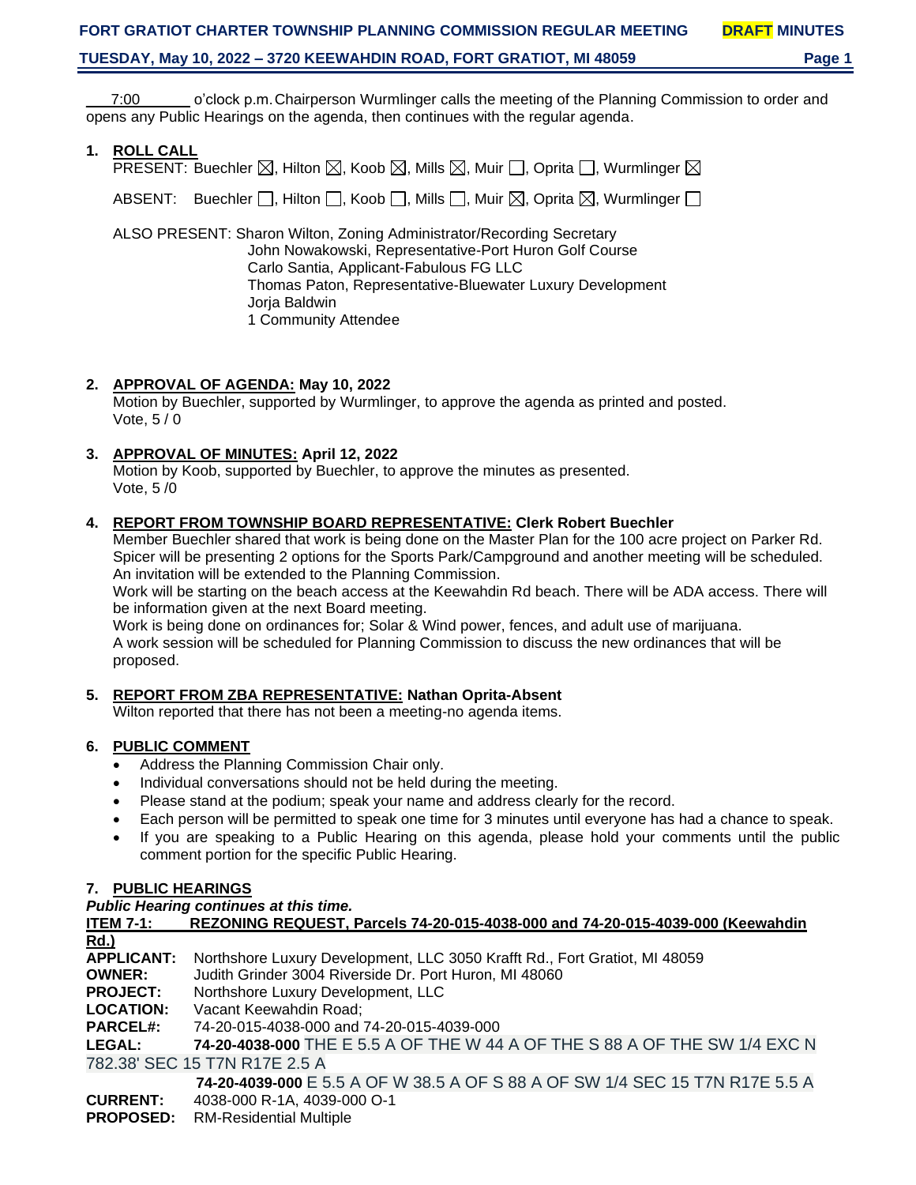# FORT GRATIOT CHARTER TOWNSHIP PLANNING COMMISSION REGULAR MEETING DRAFT MINUTES

**TUESDAY, May 10, 2022 – 3720 KEEWAHDIN ROAD, FORT GRATIOT, MI 48059**

7:00 o'clock p.m. Chairperson Wurmlinger calls the meeting of the Planning Commission to order and opens any Public Hearings on the agenda, then continues with the regular agenda.

1. **ROLL CALL**

   PRESENT: Buechler ☒, Hilton ☒, Koob ☒, Mills ☒, Muir ☐, Oprita ☐, Wurmlinger ☒

   ABSENT: Buechler ☐, Hilton ☐, Koob ☐, Mills ☐, Muir ☒, Oprita ☒, Wurmlinger ☐

   ALSO PRESENT: Sharon Wilton, Zoning Administrator/Recording Secretary
   John Nowakowski, Representative-Port Huron Golf Course
   Carlo Santia, Applicant-Fabulous FG LLC
   Thomas Paton, Representative-Bluewater Luxury Development
   Jorja Baldwin
   1 Community Attendee

2. **APPROVAL OF AGENDA: May 10, 2022**
   Motion by Buechler, supported by Wurmlinger, to approve the agenda as printed and posted.
   Vote, 5 / 0

3. **APPROVAL OF MINUTES: April 12, 2022**
   Motion by Koob, supported by Buechler, to approve the minutes as presented.
   Vote, 5 /0

4. **REPORT FROM TOWNSHIP BOARD REPRESENTATIVE: Clerk Robert Buechler**
   Member Buechler shared that work is being done on the Master Plan for the 100 acre project on Parker Rd. Spicer will be presenting 2 options for the Sports Park/Campground and another meeting will be scheduled. An invitation will be extended to the Planning Commission.
   Work will be starting on the beach access at the Keewahdin Rd beach. There will be ADA access. There will be information given at the next Board meeting.
   Work is being done on ordinances for; Solar & Wind power, fences, and adult use of marijuana.
   A work session will be scheduled for Planning Commission to discuss the new ordinances that will be proposed.

5. **REPORT FROM ZBA REPRESENTATIVE: Nathan Oprita-Absent**
   Wilton reported that there has not been a meeting-no agenda items.

6. **PUBLIC COMMENT**
   - Address the Planning Commission Chair only.
   - Individual conversations should not be held during the meeting.
   - Please stand at the podium; speak your name and address clearly for the record.
   - Each person will be permitted to speak one time for 3 minutes until everyone has had a chance to speak.
   - If you are speaking to a Public Hearing on this agenda, please hold your comments until the public comment portion for the specific Public Hearing.

7. **PUBLIC HEARINGS**

***Public Hearing continues at this time.***

**ITEM 7-1: REZONING REQUEST, Parcels 74-20-015-4038-000 and 74-20-015-4039-000 (Keewahdin Rd.)**

**APPLICANT:** Northshore Luxury Development, LLC 3050 Krafft Rd., Fort Gratiot, MI 48059
**OWNER:** Judith Grinder 3004 Riverside Dr. Port Huron, MI 48060
**PROJECT:** Northshore Luxury Development, LLC
**LOCATION:** Vacant Keewahdin Road;
**PARCEL#:** 74-20-015-4038-000 and 74-20-015-4039-000
**LEGAL:** **74-20-4038-000** THE E 5.5 A OF THE W 44 A OF THE S 88 A OF THE SW 1/4 EXC N 782.38' SEC 15 T7N R17E 2.5 A
**74-20-4039-000** E 5.5 A OF W 38.5 A OF S 88 A OF SW 1/4 SEC 15 T7N R17E 5.5 A
**CURRENT:** 4038-000 R-1A, 4039-000 O-1
**PROPOSED:** RM-Residential Multiple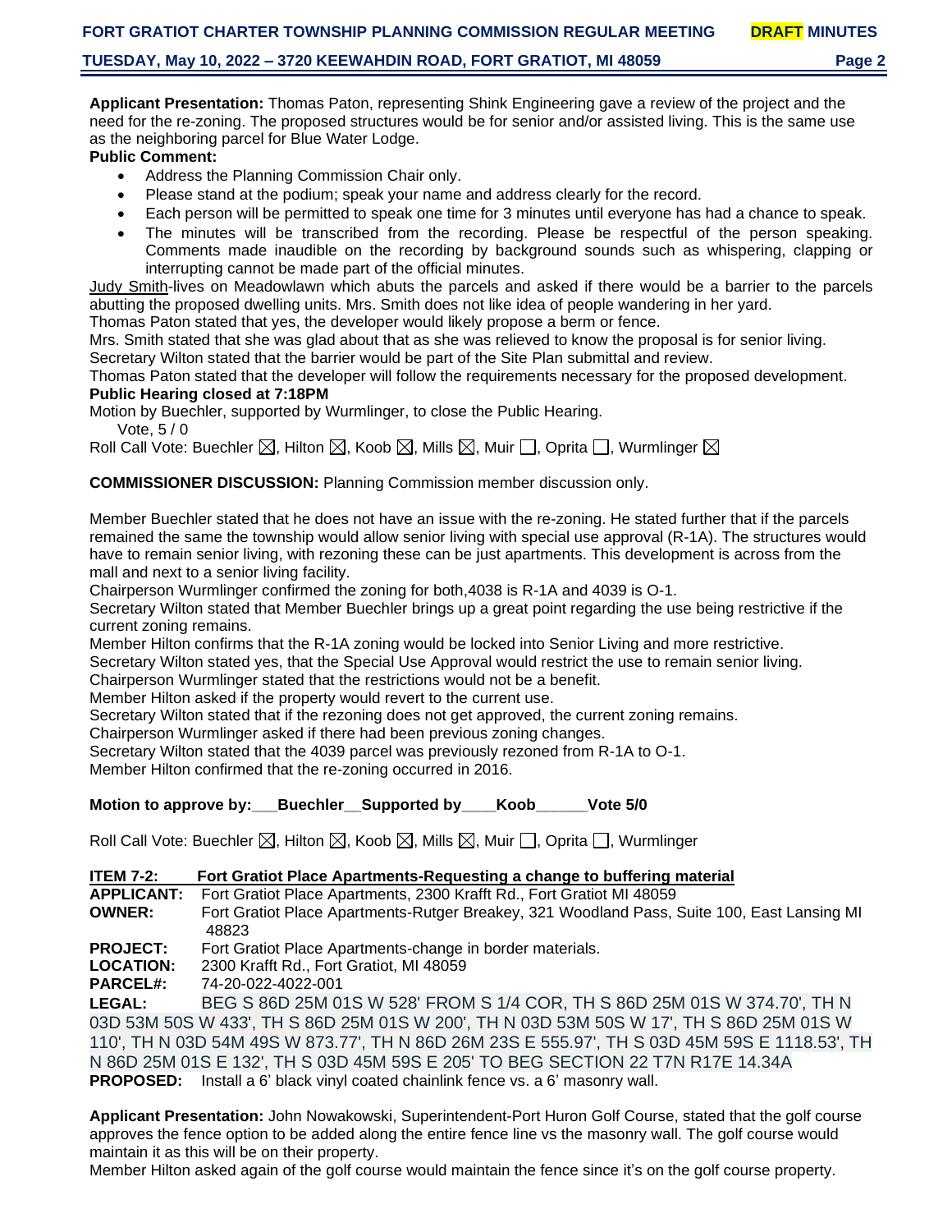**Applicant Presentation:** Thomas Paton, representing Shink Engineering gave a review of the project and the need for the re-zoning. The proposed structures would be for senior and/or assisted living. This is the same use as the neighboring parcel for Blue Water Lodge.

**Public Comment:**

- Address the Planning Commission Chair only.
- Please stand at the podium; speak your name and address clearly for the record.
- Each person will be permitted to speak one time for 3 minutes until everyone has had a chance to speak.
- The minutes will be transcribed from the recording. Please be respectful of the person speaking. Comments made inaudible on the recording by background sounds such as whispering, clapping or interrupting cannot be made part of the official minutes.

Judy Smith-lives on Meadowlawn which abuts the parcels and asked if there would be a barrier to the parcels abutting the proposed dwelling units. Mrs. Smith does not like idea of people wandering in her yard.
Thomas Paton stated that yes, the developer would likely propose a berm or fence.
Mrs. Smith stated that she was glad about that as she was relieved to know the proposal is for senior living.
Secretary Wilton stated that the barrier would be part of the Site Plan submittal and review.
Thomas Paton stated that the developer will follow the requirements necessary for the proposed development.

**Public Hearing closed at 7:18PM**

Motion by Buechler, supported by Wurmlinger, to close the Public Hearing.
Vote, 5 / 0
Roll Call Vote: Buechler ☒, Hilton ☒, Koob ☒, Mills ☒, Muir ☐, Oprita ☐, Wurmlinger ☒

**COMMISSIONER DISCUSSION:** Planning Commission member discussion only.

Member Buechler stated that he does not have an issue with the re-zoning. He stated further that if the parcels remained the same the township would allow senior living with special use approval (R-1A). The structures would have to remain senior living, with rezoning these can be just apartments. This development is across from the mall and next to a senior living facility.
Chairperson Wurmlinger confirmed the zoning for both,4038 is R-1A and 4039 is O-1.
Secretary Wilton stated that Member Buechler brings up a great point regarding the use being restrictive if the current zoning remains.
Member Hilton confirms that the R-1A zoning would be locked into Senior Living and more restrictive.
Secretary Wilton stated yes, that the Special Use Approval would restrict the use to remain senior living.
Chairperson Wurmlinger stated that the restrictions would not be a benefit.
Member Hilton asked if the property would revert to the current use.
Secretary Wilton stated that if the rezoning does not get approved, the current zoning remains.
Chairperson Wurmlinger asked if there had been previous zoning changes.
Secretary Wilton stated that the 4039 parcel was previously rezoned from R-1A to O-1.
Member Hilton confirmed that the re-zoning occurred in 2016.

**Motion to approve by:\_\_\_Buechler\_\_Supported by\_\_\_\_Koob\_\_\_\_\_\_Vote 5/0**

Roll Call Vote: Buechler ☒, Hilton ☒, Koob ☒, Mills ☒, Muir ☐, Oprita ☐, Wurmlinger

**ITEM 7-2: Fort Gratiot Place Apartments-Requesting a change to buffering material**

**APPLICANT:** Fort Gratiot Place Apartments, 2300 Krafft Rd., Fort Gratiot MI 48059
**OWNER:** Fort Gratiot Place Apartments-Rutger Breakey, 321 Woodland Pass, Suite 100, East Lansing MI 48823
**PROJECT:** Fort Gratiot Place Apartments-change in border materials.
**LOCATION:** 2300 Krafft Rd., Fort Gratiot, MI 48059
**PARCEL#:** 74-20-022-4022-001
**LEGAL:** BEG S 86D 25M 01S W 528' FROM S 1/4 COR, TH S 86D 25M 01S W 374.70', TH N 03D 53M 50S W 433', TH S 86D 25M 01S W 200', TH N 03D 53M 50S W 17', TH S 86D 25M 01S W 110', TH N 03D 54M 49S W 873.77', TH N 86D 26M 23S E 555.97', TH S 03D 45M 59S E 1118.53', TH N 86D 25M 01S E 132', TH S 03D 45M 59S E 205' TO BEG SECTION 22 T7N R17E 14.34A
**PROPOSED:** Install a 6' black vinyl coated chainlink fence vs. a 6' masonry wall.

**Applicant Presentation:** John Nowakowski, Superintendent-Port Huron Golf Course, stated that the golf course approves the fence option to be added along the entire fence line vs the masonry wall. The golf course would maintain it as this will be on their property.
Member Hilton asked again of the golf course would maintain the fence since it's on the golf course property.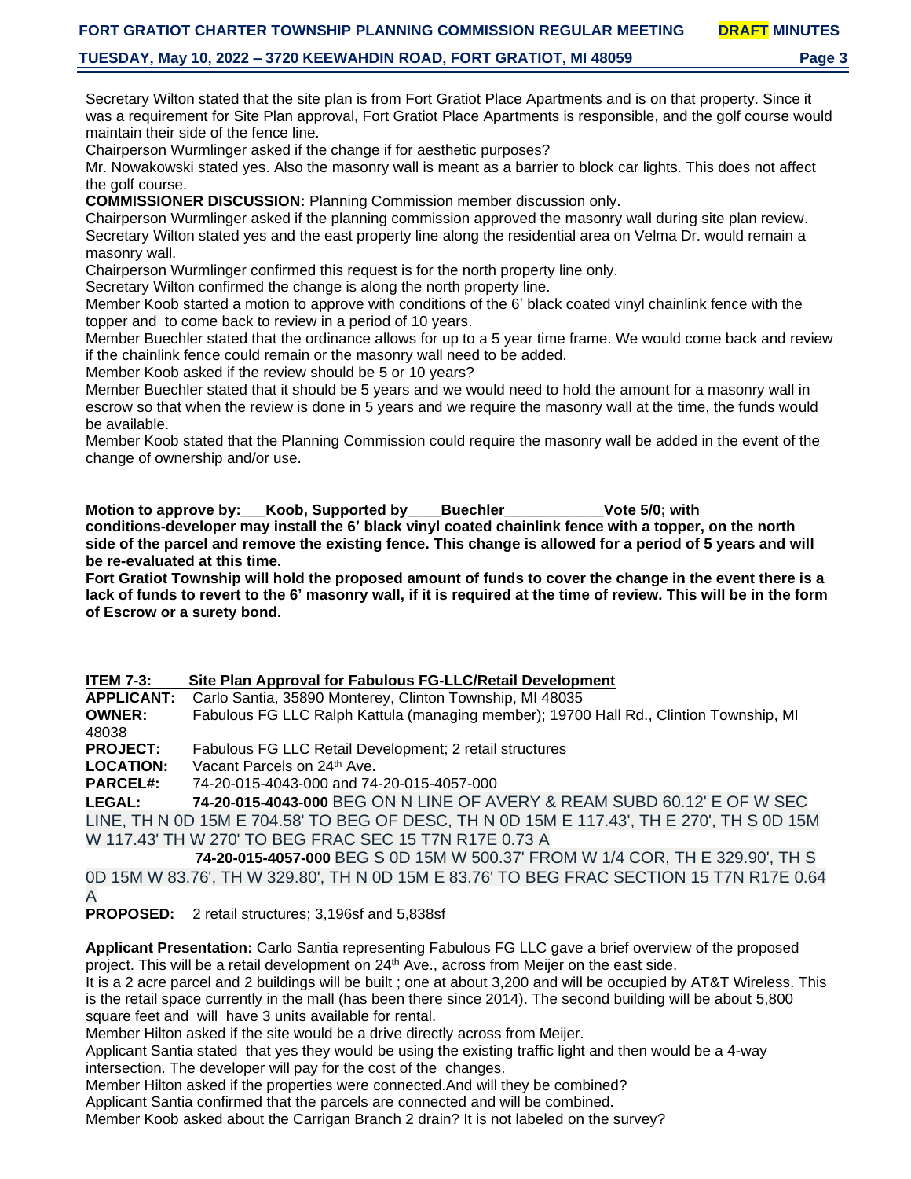Secretary Wilton stated that the site plan is from Fort Gratiot Place Apartments and is on that property. Since it was a requirement for Site Plan approval, Fort Gratiot Place Apartments is responsible, and the golf course would maintain their side of the fence line.

Chairperson Wurmlinger asked if the change if for aesthetic purposes?

Mr. Nowakowski stated yes. Also the masonry wall is meant as a barrier to block car lights. This does not affect the golf course.

**COMMISSIONER DISCUSSION:** Planning Commission member discussion only.

Chairperson Wurmlinger asked if the planning commission approved the masonry wall during site plan review.

Secretary Wilton stated yes and the east property line along the residential area on Velma Dr. would remain a masonry wall.

Chairperson Wurmlinger confirmed this request is for the north property line only.

Secretary Wilton confirmed the change is along the north property line.

Member Koob started a motion to approve with conditions of the 6' black coated vinyl chainlink fence with the topper and to come back to review in a period of 10 years.

Member Buechler stated that the ordinance allows for up to a 5 year time frame. We would come back and review if the chainlink fence could remain or the masonry wall need to be added.

Member Koob asked if the review should be 5 or 10 years?

Member Buechler stated that it should be 5 years and we would need to hold the amount for a masonry wall in escrow so that when the review is done in 5 years and we require the masonry wall at the time, the funds would be available.

Member Koob stated that the Planning Commission could require the masonry wall be added in the event of the change of ownership and/or use.

**Motion to approve by:___Koob, Supported by____Buechler____________Vote 5/0; with conditions-developer may install the 6' black vinyl coated chainlink fence with a topper, on the north side of the parcel and remove the existing fence. This change is allowed for a period of 5 years and will be re-evaluated at this time.**

**Fort Gratiot Township will hold the proposed amount of funds to cover the change in the event there is a lack of funds to revert to the 6' masonry wall, if it is required at the time of review. This will be in the form of Escrow or a surety bond.**

**ITEM 7-3: Site Plan Approval for Fabulous FG-LLC/Retail Development**

**APPLICANT:** Carlo Santia, 35890 Monterey, Clinton Township, MI 48035

**OWNER:** Fabulous FG LLC Ralph Kattula (managing member); 19700 Hall Rd., Clintion Township, MI 48038

**PROJECT:** Fabulous FG LLC Retail Development; 2 retail structures

**LOCATION:** Vacant Parcels on 24th Ave.

**PARCEL#:** 74-20-015-4043-000 and 74-20-015-4057-000

**LEGAL:** **74-20-015-4043-000** BEG ON N LINE OF AVERY & REAM SUBD 60.12' E OF W SEC LINE, TH N 0D 15M E 704.58' TO BEG OF DESC, TH N 0D 15M E 117.43', TH E 270', TH S 0D 15M W 117.43' TH W 270' TO BEG FRAC SEC 15 T7N R17E 0.73 A

**74-20-015-4057-000** BEG S 0D 15M W 500.37' FROM W 1/4 COR, TH E 329.90', TH S 0D 15M W 83.76', TH W 329.80', TH N 0D 15M E 83.76' TO BEG FRAC SECTION 15 T7N R17E 0.64 A

**PROPOSED:** 2 retail structures; 3,196sf and 5,838sf

**Applicant Presentation:** Carlo Santia representing Fabulous FG LLC gave a brief overview of the proposed project. This will be a retail development on 24th Ave., across from Meijer on the east side.

It is a 2 acre parcel and 2 buildings will be built ; one at about 3,200 and will be occupied by AT&T Wireless. This is the retail space currently in the mall (has been there since 2014). The second building will be about 5,800 square feet and will have 3 units available for rental.

Member Hilton asked if the site would be a drive directly across from Meijer.

Applicant Santia stated that yes they would be using the existing traffic light and then would be a 4-way intersection. The developer will pay for the cost of the changes.

Member Hilton asked if the properties were connected.And will they be combined?

Applicant Santia confirmed that the parcels are connected and will be combined.

Member Koob asked about the Carrigan Branch 2 drain? It is not labeled on the survey?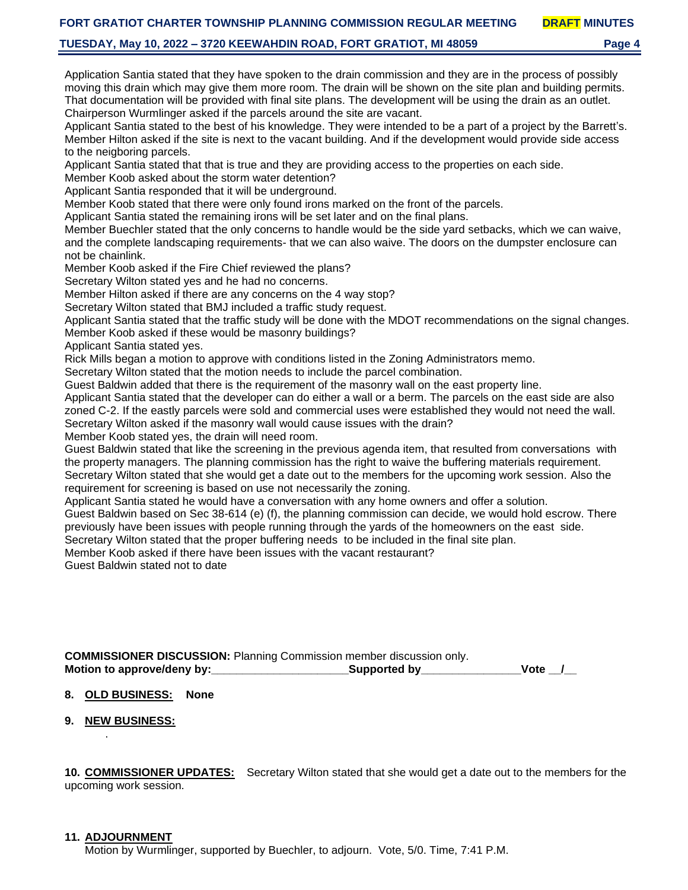Application Santia stated that they have spoken to the drain commission and they are in the process of possibly moving this drain which may give them more room. The drain will be shown on the site plan and building permits. That documentation will be provided with final site plans. The development will be using the drain as an outlet.
Chairperson Wurmlinger asked if the parcels around the site are vacant.
Applicant Santia stated to the best of his knowledge. They were intended to be a part of a project by the Barrett's.
Member Hilton asked if the site is next to the vacant building. And if the development would provide side access to the neigboring parcels.
Applicant Santia stated that that is true and they are providing access to the properties on each side.
Member Koob asked about the storm water detention?
Applicant Santia responded that it will be underground.
Member Koob stated that there were only found irons marked on the front of the parcels.
Applicant Santia stated the remaining irons will be set later and on the final plans.
Member Buechler stated that the only concerns to handle would be the side yard setbacks, which we can waive, and the complete landscaping requirements- that we can also waive. The doors on the dumpster enclosure can not be chainlink.
Member Koob asked if the Fire Chief reviewed the plans?
Secretary Wilton stated yes and he had no concerns.
Member Hilton asked if there are any concerns on the 4 way stop?
Secretary Wilton stated that BMJ included a traffic study request.
Applicant Santia stated that the traffic study will be done with the MDOT recommendations on the signal changes.
Member Koob asked if these would be masonry buildings?
Applicant Santia stated yes.
Rick Mills began a motion to approve with conditions listed in the Zoning Administrators memo.
Secretary Wilton stated that the motion needs to include the parcel combination.
Guest Baldwin added that there is the requirement of the masonry wall on the east property line.
Applicant Santia stated that the developer can do either a wall or a berm. The parcels on the east side are also zoned C-2. If the eastly parcels were sold and commercial uses were established they would not need the wall.
Secretary Wilton asked if the masonry wall would cause issues with the drain?
Member Koob stated yes, the drain will need room.
Guest Baldwin stated that like the screening in the previous agenda item, that resulted from conversations with the property managers. The planning commission has the right to waive the buffering materials requirement.
Secretary Wilton stated that she would get a date out to the members for the upcoming work session. Also the requirement for screening is based on use not necessarily the zoning.
Applicant Santia stated he would have a conversation with any home owners and offer a solution.
Guest Baldwin based on Sec 38-614 (e) (f), the planning commission can decide, we would hold escrow. There previously have been issues with people running through the yards of the homeowners on the east side.
Secretary Wilton stated that the proper buffering needs to be included in the final site plan.
Member Koob asked if there have been issues with the vacant restaurant?
Guest Baldwin stated not to date

**COMMISSIONER DISCUSSION:** Planning Commission member discussion only.
**Motion to approve/deny by:**_____________________**Supported by**_______________**Vote** __/__

8. **OLD BUSINESS:** **None**

9. **NEW BUSINESS:**

.

10. **COMMISSIONER UPDATES:** Secretary Wilton stated that she would get a date out to the members for the upcoming work session.

11. **ADJOURNMENT**
Motion by Wurmlinger, supported by Buechler, to adjourn. Vote, 5/0. Time, 7:41 P.M.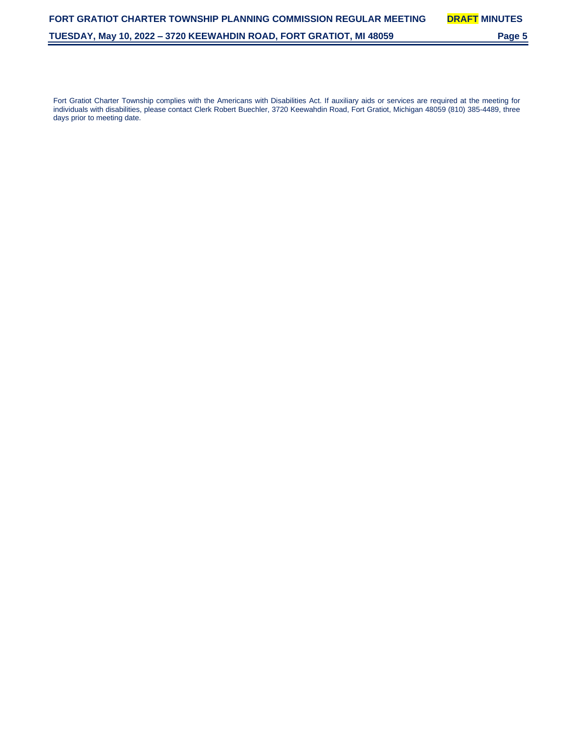Fort Gratiot Charter Township complies with the Americans with Disabilities Act. If auxiliary aids or services are required at the meeting for individuals with disabilities, please contact Clerk Robert Buechler, 3720 Keewahdin Road, Fort Gratiot, Michigan 48059 (810) 385-4489, three days prior to meeting date.